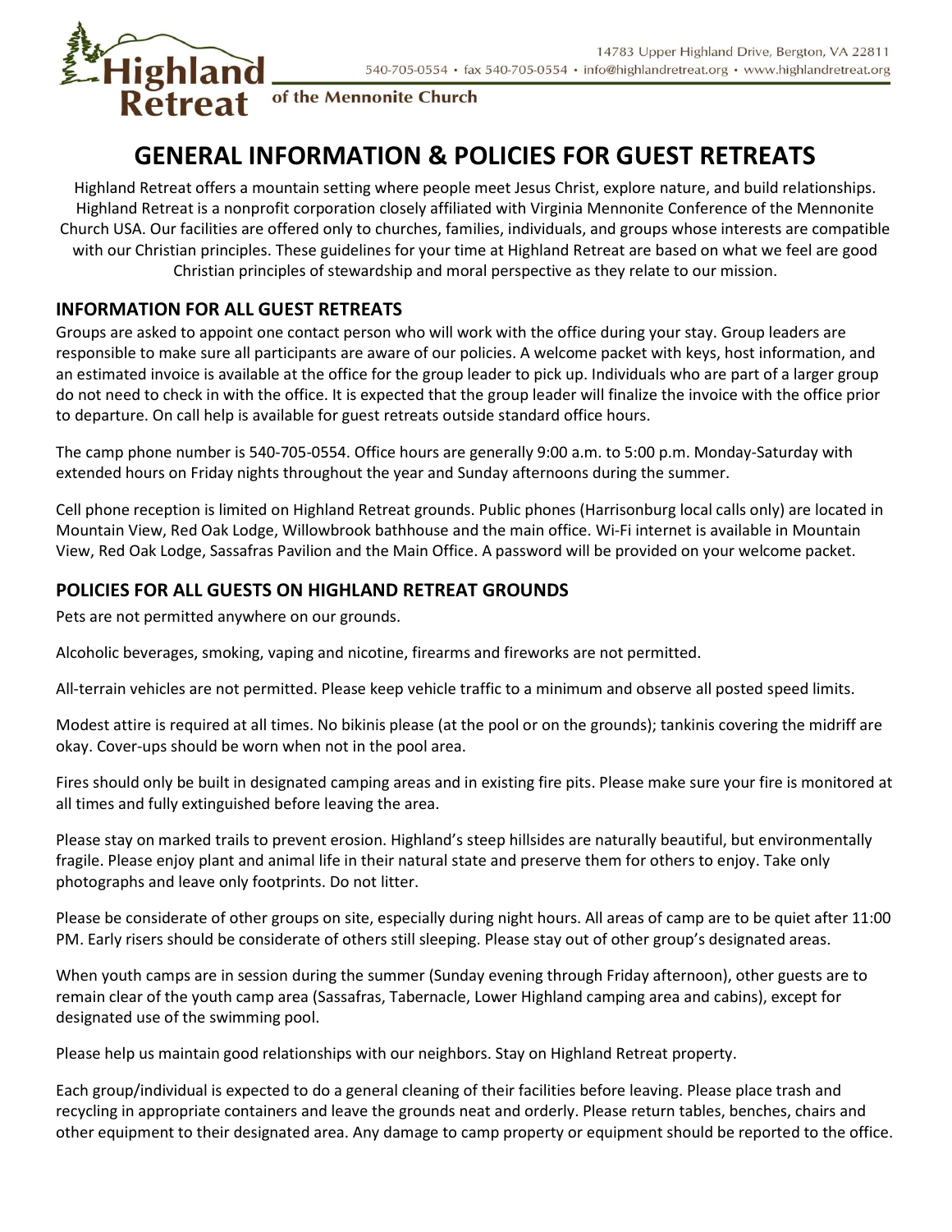Highland Retreat of the Mennonite Church

14783 Upper Highland Drive, Bergton, VA 22811
540-705-0554 • fax 540-705-0554 • info@highlandretreat.org • www.highlandretreat.org

# GENERAL INFORMATION & POLICIES FOR GUEST RETREATS

Highland Retreat offers a mountain setting where people meet Jesus Christ, explore nature, and build relationships. Highland Retreat is a nonprofit corporation closely affiliated with Virginia Mennonite Conference of the Mennonite Church USA. Our facilities are offered only to churches, families, individuals, and groups whose interests are compatible with our Christian principles. These guidelines for your time at Highland Retreat are based on what we feel are good Christian principles of stewardship and moral perspective as they relate to our mission.

## INFORMATION FOR ALL GUEST RETREATS

Groups are asked to appoint one contact person who will work with the office during your stay. Group leaders are responsible to make sure all participants are aware of our policies. A welcome packet with keys, host information, and an estimated invoice is available at the office for the group leader to pick up. Individuals who are part of a larger group do not need to check in with the office. It is expected that the group leader will finalize the invoice with the office prior to departure. On call help is available for guest retreats outside standard office hours.

The camp phone number is 540-705-0554. Office hours are generally 9:00 a.m. to 5:00 p.m. Monday-Saturday with extended hours on Friday nights throughout the year and Sunday afternoons during the summer.

Cell phone reception is limited on Highland Retreat grounds. Public phones (Harrisonburg local calls only) are located in Mountain View, Red Oak Lodge, Willowbrook bathhouse and the main office. Wi-Fi internet is available in Mountain View, Red Oak Lodge, Sassafras Pavilion and the Main Office. A password will be provided on your welcome packet.

## POLICIES FOR ALL GUESTS ON HIGHLAND RETREAT GROUNDS

Pets are not permitted anywhere on our grounds.

Alcoholic beverages, smoking, vaping and nicotine, firearms and fireworks are not permitted.

All-terrain vehicles are not permitted. Please keep vehicle traffic to a minimum and observe all posted speed limits.

Modest attire is required at all times. No bikinis please (at the pool or on the grounds); tankinis covering the midriff are okay. Cover-ups should be worn when not in the pool area.

Fires should only be built in designated camping areas and in existing fire pits. Please make sure your fire is monitored at all times and fully extinguished before leaving the area.

Please stay on marked trails to prevent erosion. Highland's steep hillsides are naturally beautiful, but environmentally fragile. Please enjoy plant and animal life in their natural state and preserve them for others to enjoy. Take only photographs and leave only footprints. Do not litter.

Please be considerate of other groups on site, especially during night hours. All areas of camp are to be quiet after 11:00 PM. Early risers should be considerate of others still sleeping. Please stay out of other group's designated areas.

When youth camps are in session during the summer (Sunday evening through Friday afternoon), other guests are to remain clear of the youth camp area (Sassafras, Tabernacle, Lower Highland camping area and cabins), except for designated use of the swimming pool.

Please help us maintain good relationships with our neighbors. Stay on Highland Retreat property.

Each group/individual is expected to do a general cleaning of their facilities before leaving. Please place trash and recycling in appropriate containers and leave the grounds neat and orderly. Please return tables, benches, chairs and other equipment to their designated area. Any damage to camp property or equipment should be reported to the office.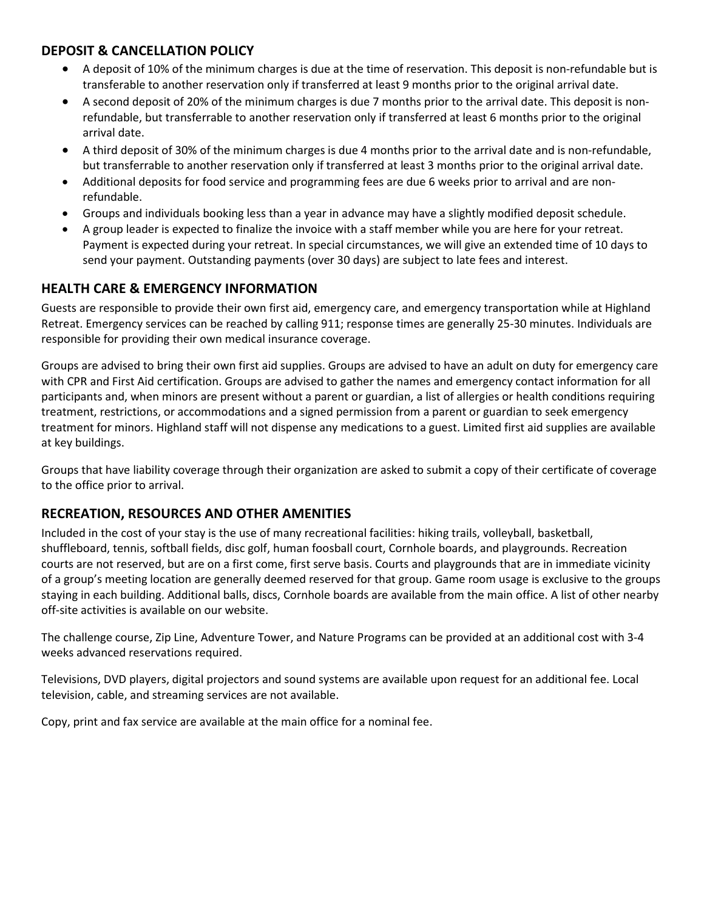## DEPOSIT & CANCELLATION POLICY

- A deposit of 10% of the minimum charges is due at the time of reservation. This deposit is non-refundable but is transferable to another reservation only if transferred at least 9 months prior to the original arrival date.
- A second deposit of 20% of the minimum charges is due 7 months prior to the arrival date. This deposit is non-refundable, but transferrable to another reservation only if transferred at least 6 months prior to the original arrival date.
- A third deposit of 30% of the minimum charges is due 4 months prior to the arrival date and is non-refundable, but transferrable to another reservation only if transferred at least 3 months prior to the original arrival date.
- Additional deposits for food service and programming fees are due 6 weeks prior to arrival and are non-refundable.
- Groups and individuals booking less than a year in advance may have a slightly modified deposit schedule.
- A group leader is expected to finalize the invoice with a staff member while you are here for your retreat. Payment is expected during your retreat. In special circumstances, we will give an extended time of 10 days to send your payment. Outstanding payments (over 30 days) are subject to late fees and interest.

## HEALTH CARE & EMERGENCY INFORMATION

Guests are responsible to provide their own first aid, emergency care, and emergency transportation while at Highland Retreat. Emergency services can be reached by calling 911; response times are generally 25-30 minutes. Individuals are responsible for providing their own medical insurance coverage.

Groups are advised to bring their own first aid supplies. Groups are advised to have an adult on duty for emergency care with CPR and First Aid certification. Groups are advised to gather the names and emergency contact information for all participants and, when minors are present without a parent or guardian, a list of allergies or health conditions requiring treatment, restrictions, or accommodations and a signed permission from a parent or guardian to seek emergency treatment for minors. Highland staff will not dispense any medications to a guest. Limited first aid supplies are available at key buildings.

Groups that have liability coverage through their organization are asked to submit a copy of their certificate of coverage to the office prior to arrival.

## RECREATION, RESOURCES AND OTHER AMENITIES

Included in the cost of your stay is the use of many recreational facilities: hiking trails, volleyball, basketball, shuffleboard, tennis, softball fields, disc golf, human foosball court, Cornhole boards, and playgrounds. Recreation courts are not reserved, but are on a first come, first serve basis. Courts and playgrounds that are in immediate vicinity of a group's meeting location are generally deemed reserved for that group. Game room usage is exclusive to the groups staying in each building. Additional balls, discs, Cornhole boards are available from the main office. A list of other nearby off-site activities is available on our website.

The challenge course, Zip Line, Adventure Tower, and Nature Programs can be provided at an additional cost with 3-4 weeks advanced reservations required.

Televisions, DVD players, digital projectors and sound systems are available upon request for an additional fee. Local television, cable, and streaming services are not available.

Copy, print and fax service are available at the main office for a nominal fee.